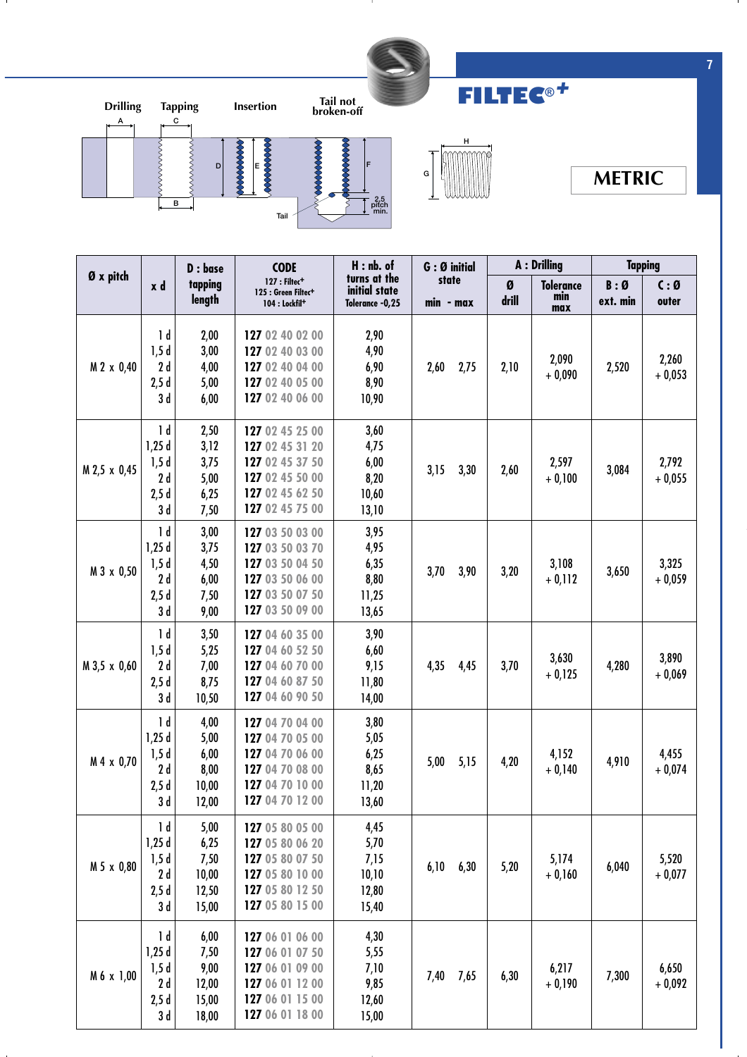FILTEC®+

Drilling Tapping Insertion Tail not broken-off

A C B D E F G H Tail 2,5 pitch min.

## METRIC

| Ø x pitch | x d | D : base tapping length | CODE 127 : Filtec+ 125 : Green Filtec+ 104 : Lockfil+ | H : nb. of turns at the initial state Tolerance -0,25 | G : Ø initial state min - max | A : Drilling | | Tapping | |
|---|---|---|---|---|---|---|---|---|---|
| | | | | | | Ø drill | Tolerance min max | B : Ø ext. min | C : Ø outer |
| M 2 x 0,40 | 1 d<br>1,5 d<br>2 d<br>2,5 d<br>3 d | 2,00<br>3,00<br>4,00<br>5,00<br>6,00 | 127 02 40 02 00<br>127 02 40 03 00<br>127 02 40 04 00<br>127 02 40 05 00<br>127 02 40 06 00 | 2,90<br>4,90<br>6,90<br>8,90<br>10,90 | 2,60 2,75 | 2,10 | 2,090<br>+ 0,090 | 2,520 | 2,260<br>+ 0,053 |
| M 2,5 x 0,45 | 1 d<br>1,25 d<br>1,5 d<br>2 d<br>2,5 d<br>3 d | 2,50<br>3,12<br>3,75<br>5,00<br>6,25<br>7,50 | 127 02 45 25 00<br>127 02 45 31 20<br>127 02 45 37 50<br>127 02 45 50 00<br>127 02 45 62 50<br>127 02 45 75 00 | 3,60<br>4,75<br>6,00<br>8,20<br>10,60<br>13,10 | 3,15 3,30 | 2,60 | 2,597<br>+ 0,100 | 3,084 | 2,792<br>+ 0,055 |
| M 3 x 0,50 | 1 d<br>1,25 d<br>1,5 d<br>2 d<br>2,5 d<br>3 d | 3,00<br>3,75<br>4,50<br>6,00<br>7,50<br>9,00 | 127 03 50 03 00<br>127 03 50 03 70<br>127 03 50 04 50<br>127 03 50 06 00<br>127 03 50 07 50<br>127 03 50 09 00 | 3,95<br>4,95<br>6,35<br>8,80<br>11,25<br>13,65 | 3,70 3,90 | 3,20 | 3,108<br>+ 0,112 | 3,650 | 3,325<br>+ 0,059 |
| M 3,5 x 0,60 | 1 d<br>1,5 d<br>2 d<br>2,5 d<br>3 d | 3,50<br>5,25<br>7,00<br>8,75<br>10,50 | 127 04 60 35 00<br>127 04 60 52 50<br>127 04 60 70 00<br>127 04 60 87 50<br>127 04 60 90 50 | 3,90<br>6,60<br>9,15<br>11,80<br>14,00 | 4,35 4,45 | 3,70 | 3,630<br>+ 0,125 | 4,280 | 3,890<br>+ 0,069 |
| M 4 x 0,70 | 1 d<br>1,25 d<br>1,5 d<br>2 d<br>2,5 d<br>3 d | 4,00<br>5,00<br>6,00<br>8,00<br>10,00<br>12,00 | 127 04 70 04 00<br>127 04 70 05 00<br>127 04 70 06 00<br>127 04 70 08 00<br>127 04 70 10 00<br>127 04 70 12 00 | 3,80<br>5,05<br>6,25<br>8,65<br>11,20<br>13,60 | 5,00 5,15 | 4,20 | 4,152<br>+ 0,140 | 4,910 | 4,455<br>+ 0,074 |
| M 5 x 0,80 | 1 d<br>1,25 d<br>1,5 d<br>2 d<br>2,5 d<br>3 d | 5,00<br>6,25<br>7,50<br>10,00<br>12,50<br>15,00 | 127 05 80 05 00<br>127 05 80 06 20<br>127 05 80 07 50<br>127 05 80 10 00<br>127 05 80 12 50<br>127 05 80 15 00 | 4,45<br>5,70<br>7,15<br>10,10<br>12,80<br>15,40 | 6,10 6,30 | 5,20 | 5,174<br>+ 0,160 | 6,040 | 5,520<br>+ 0,077 |
| M 6 x 1,00 | 1 d<br>1,25 d<br>1,5 d<br>2 d<br>2,5 d<br>3 d | 6,00<br>7,50<br>9,00<br>12,00<br>15,00<br>18,00 | 127 06 01 06 00<br>127 06 01 07 50<br>127 06 01 09 00<br>127 06 01 12 00<br>127 06 01 15 00<br>127 06 01 18 00 | 4,30<br>5,55<br>7,10<br>9,85<br>12,60<br>15,00 | 7,40 7,65 | 6,30 | 6,217<br>+ 0,190 | 7,300 | 6,650<br>+ 0,092 |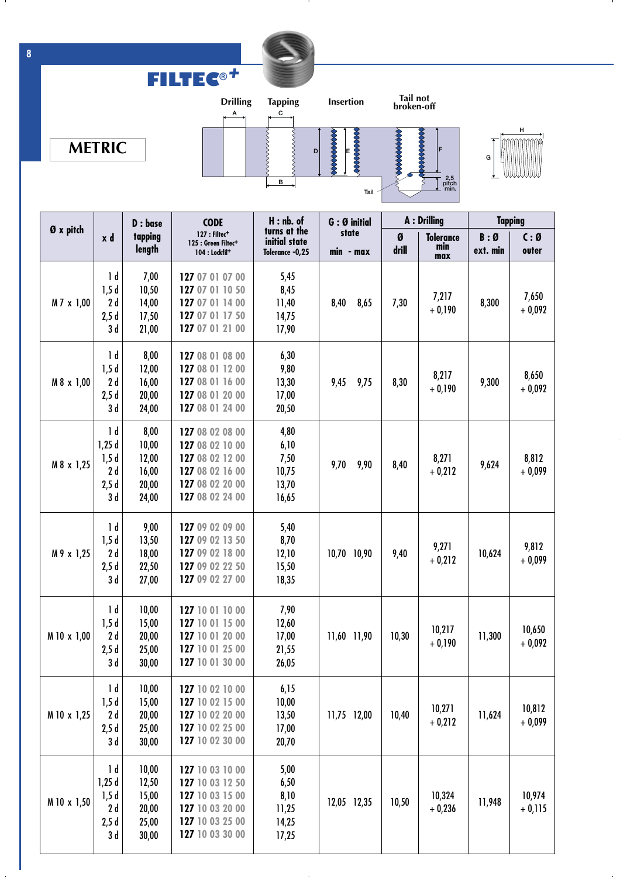# FILTEC®+

## METRIC

Drilling — A
Tapping — C
Insertion
Tail not broken-off

B, D, E, F, G, H, Tail, 2,5 pitch min.

| Ø x pitch | x d | D : base tapping length | CODE 127 : Filtec+ 125 : Green Filtec+ 104 : Lockfil+ | H : nb. of turns at the initial state Tolerance -0,25 | G : Ø initial state min - max | A : Drilling | | Tapping | |
|---|---|---|---|---|---|---|---|---|---|
| | | | | | | Ø drill | Tolerance min max | B : Ø ext. min | C : Ø outer |
| M 7 x 1,00 | 1 d<br>1,5 d<br>2 d<br>2,5 d<br>3 d | 7,00<br>10,50<br>14,00<br>17,50<br>21,00 | 127 07 01 07 00<br>127 07 01 10 50<br>127 07 01 14 00<br>127 07 01 17 50<br>127 07 01 21 00 | 5,45<br>8,45<br>11,40<br>14,75<br>17,90 | 8,40 8,65 | 7,30 | 7,217<br>+ 0,190 | 8,300 | 7,650<br>+ 0,092 |
| M 8 x 1,00 | 1 d<br>1,5 d<br>2 d<br>2,5 d<br>3 d | 8,00<br>12,00<br>16,00<br>20,00<br>24,00 | 127 08 01 08 00<br>127 08 01 12 00<br>127 08 01 16 00<br>127 08 01 20 00<br>127 08 01 24 00 | 6,30<br>9,80<br>13,30<br>17,00<br>20,50 | 9,45 9,75 | 8,30 | 8,217<br>+ 0,190 | 9,300 | 8,650<br>+ 0,092 |
| M 8 x 1,25 | 1 d<br>1,25 d<br>1,5 d<br>2 d<br>2,5 d<br>3 d | 8,00<br>10,00<br>12,00<br>16,00<br>20,00<br>24,00 | 127 08 02 08 00<br>127 08 02 10 00<br>127 08 02 12 00<br>127 08 02 16 00<br>127 08 02 20 00<br>127 08 02 24 00 | 4,80<br>6,10<br>7,50<br>10,75<br>13,70<br>16,65 | 9,70 9,90 | 8,40 | 8,271<br>+ 0,212 | 9,624 | 8,812<br>+ 0,099 |
| M 9 x 1,25 | 1 d<br>1,5 d<br>2 d<br>2,5 d<br>3 d | 9,00<br>13,50<br>18,00<br>22,50<br>27,00 | 127 09 02 09 00<br>127 09 02 13 50<br>127 09 02 18 00<br>127 09 02 22 50<br>127 09 02 27 00 | 5,40<br>8,70<br>12,10<br>15,50<br>18,35 | 10,70 10,90 | 9,40 | 9,271<br>+ 0,212 | 10,624 | 9,812<br>+ 0,099 |
| M 10 x 1,00 | 1 d<br>1,5 d<br>2 d<br>2,5 d<br>3 d | 10,00<br>15,00<br>20,00<br>25,00<br>30,00 | 127 10 01 10 00<br>127 10 01 15 00<br>127 10 01 20 00<br>127 10 01 25 00<br>127 10 01 30 00 | 7,90<br>12,60<br>17,00<br>21,55<br>26,05 | 11,60 11,90 | 10,30 | 10,217<br>+ 0,190 | 11,300 | 10,650<br>+ 0,092 |
| M 10 x 1,25 | 1 d<br>1,5 d<br>2 d<br>2,5 d<br>3 d | 10,00<br>15,00<br>20,00<br>25,00<br>30,00 | 127 10 02 10 00<br>127 10 02 15 00<br>127 10 02 20 00<br>127 10 02 25 00<br>127 10 02 30 00 | 6,15<br>10,00<br>13,50<br>17,00<br>20,70 | 11,75 12,00 | 10,40 | 10,271<br>+ 0,212 | 11,624 | 10,812<br>+ 0,099 |
| M 10 x 1,50 | 1 d<br>1,25 d<br>1,5 d<br>2 d<br>2,5 d<br>3 d | 10,00<br>12,50<br>15,00<br>20,00<br>25,00<br>30,00 | 127 10 03 10 00<br>127 10 03 12 50<br>127 10 03 15 00<br>127 10 03 20 00<br>127 10 03 25 00<br>127 10 03 30 00 | 5,00<br>6,50<br>8,10<br>11,25<br>14,25<br>17,25 | 12,05 12,35 | 10,50 | 10,324<br>+ 0,236 | 11,948 | 10,974<br>+ 0,115 |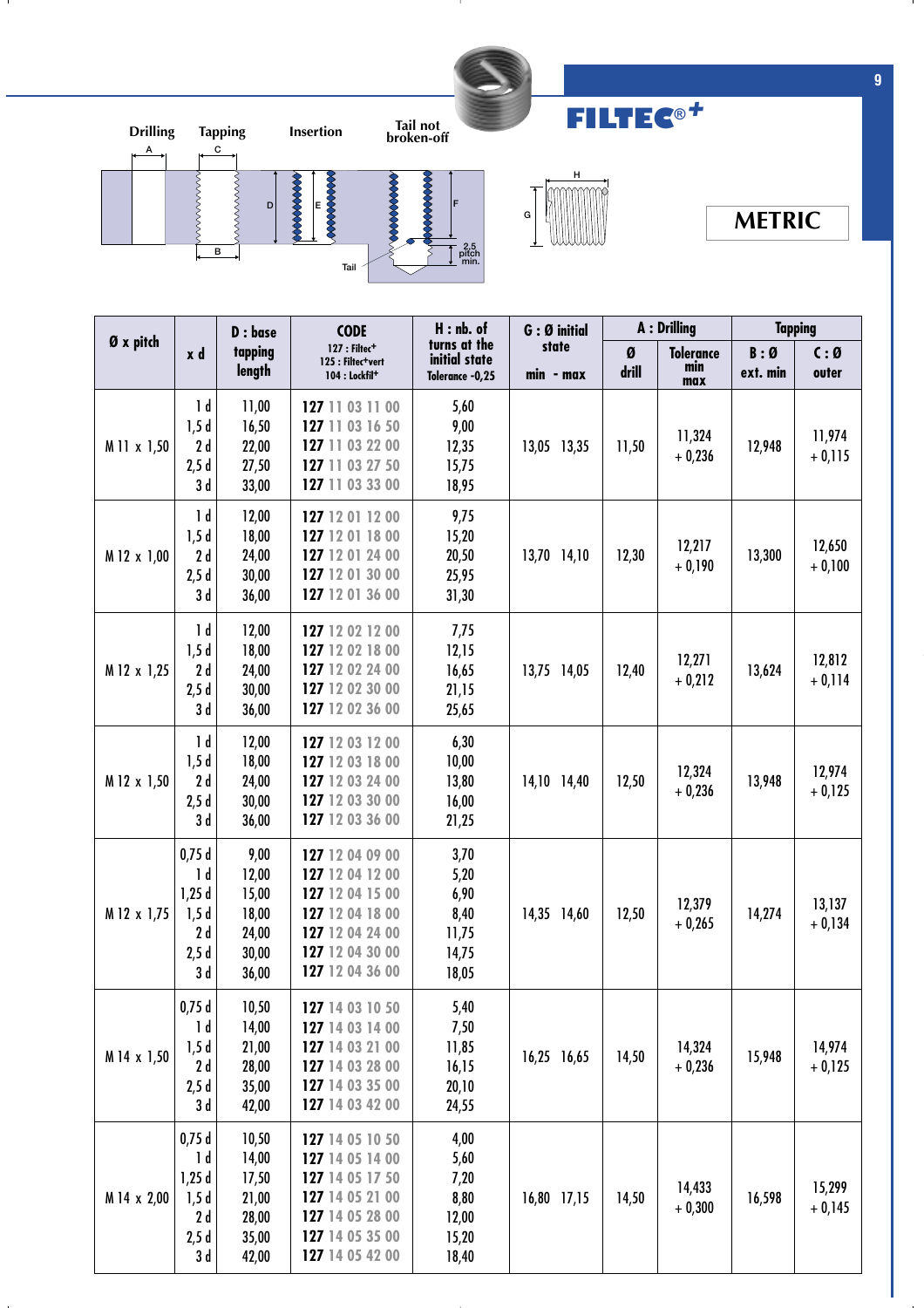# FILTEC®+

## METRIC

Drilling | Tapping | Insertion | Tail not broken-off

| Ø x pitch | x d | D : base tapping length | CODE 127 : Filtec+ 125 : Filtec+vert 104 : Lockfil+ | H : nb. of turns at the initial state Tolerance -0,25 | G : Ø initial state min - max | A : Drilling Ø drill | A : Drilling Tolerance min max | Tapping B : Ø ext. min | Tapping C : Ø outer |
|---|---|---|---|---|---|---|---|---|---|
| M 11 x 1,50 | 1 d | 11,00 | 127 11 03 11 00 | 5,60 | 13,05 13,35 | 11,50 | 11,324 + 0,236 | 12,948 | 11,974 + 0,115 |
| | 1,5 d | 16,50 | 127 11 03 16 50 | 9,00 | | | | | |
| | 2 d | 22,00 | 127 11 03 22 00 | 12,35 | | | | | |
| | 2,5 d | 27,50 | 127 11 03 27 50 | 15,75 | | | | | |
| | 3 d | 33,00 | 127 11 03 33 00 | 18,95 | | | | | |
| M 12 x 1,00 | 1 d | 12,00 | 127 12 01 12 00 | 9,75 | 13,70 14,10 | 12,30 | 12,217 + 0,190 | 13,300 | 12,650 + 0,100 |
| | 1,5 d | 18,00 | 127 12 01 18 00 | 15,20 | | | | | |
| | 2 d | 24,00 | 127 12 01 24 00 | 20,50 | | | | | |
| | 2,5 d | 30,00 | 127 12 01 30 00 | 25,95 | | | | | |
| | 3 d | 36,00 | 127 12 01 36 00 | 31,30 | | | | | |
| M 12 x 1,25 | 1 d | 12,00 | 127 12 02 12 00 | 7,75 | 13,75 14,05 | 12,40 | 12,271 + 0,212 | 13,624 | 12,812 + 0,114 |
| | 1,5 d | 18,00 | 127 12 02 18 00 | 12,15 | | | | | |
| | 2 d | 24,00 | 127 12 02 24 00 | 16,65 | | | | | |
| | 2,5 d | 30,00 | 127 12 02 30 00 | 21,15 | | | | | |
| | 3 d | 36,00 | 127 12 02 36 00 | 25,65 | | | | | |
| M 12 x 1,50 | 1 d | 12,00 | 127 12 03 12 00 | 6,30 | 14,10 14,40 | 12,50 | 12,324 + 0,236 | 13,948 | 12,974 + 0,125 |
| | 1,5 d | 18,00 | 127 12 03 18 00 | 10,00 | | | | | |
| | 2 d | 24,00 | 127 12 03 24 00 | 13,80 | | | | | |
| | 2,5 d | 30,00 | 127 12 03 30 00 | 16,00 | | | | | |
| | 3 d | 36,00 | 127 12 03 36 00 | 21,25 | | | | | |
| M 12 x 1,75 | 0,75 d | 9,00 | 127 12 04 09 00 | 3,70 | 14,35 14,60 | 12,50 | 12,379 + 0,265 | 14,274 | 13,137 + 0,134 |
| | 1 d | 12,00 | 127 12 04 12 00 | 5,20 | | | | | |
| | 1,25 d | 15,00 | 127 12 04 15 00 | 6,90 | | | | | |
| | 1,5 d | 18,00 | 127 12 04 18 00 | 8,40 | | | | | |
| | 2 d | 24,00 | 127 12 04 24 00 | 11,75 | | | | | |
| | 2,5 d | 30,00 | 127 12 04 30 00 | 14,75 | | | | | |
| | 3 d | 36,00 | 127 12 04 36 00 | 18,05 | | | | | |
| M 14 x 1,50 | 0,75 d | 10,50 | 127 14 03 10 50 | 5,40 | 16,25 16,65 | 14,50 | 14,324 + 0,236 | 15,948 | 14,974 + 0,125 |
| | 1 d | 14,00 | 127 14 03 14 00 | 7,50 | | | | | |
| | 1,5 d | 21,00 | 127 14 03 21 00 | 11,85 | | | | | |
| | 2 d | 28,00 | 127 14 03 28 00 | 16,15 | | | | | |
| | 2,5 d | 35,00 | 127 14 03 35 00 | 20,10 | | | | | |
| | 3 d | 42,00 | 127 14 03 42 00 | 24,55 | | | | | |
| M 14 x 2,00 | 0,75 d | 10,50 | 127 14 05 10 50 | 4,00 | 16,80 17,15 | 14,50 | 14,433 + 0,300 | 16,598 | 15,299 + 0,145 |
| | 1 d | 14,00 | 127 14 05 14 00 | 5,60 | | | | | |
| | 1,25 d | 17,50 | 127 14 05 17 50 | 7,20 | | | | | |
| | 1,5 d | 21,00 | 127 14 05 21 00 | 8,80 | | | | | |
| | 2 d | 28,00 | 127 14 05 28 00 | 12,00 | | | | | |
| | 2,5 d | 35,00 | 127 14 05 35 00 | 15,20 | | | | | |
| | 3 d | 42,00 | 127 14 05 42 00 | 18,40 | | | | | |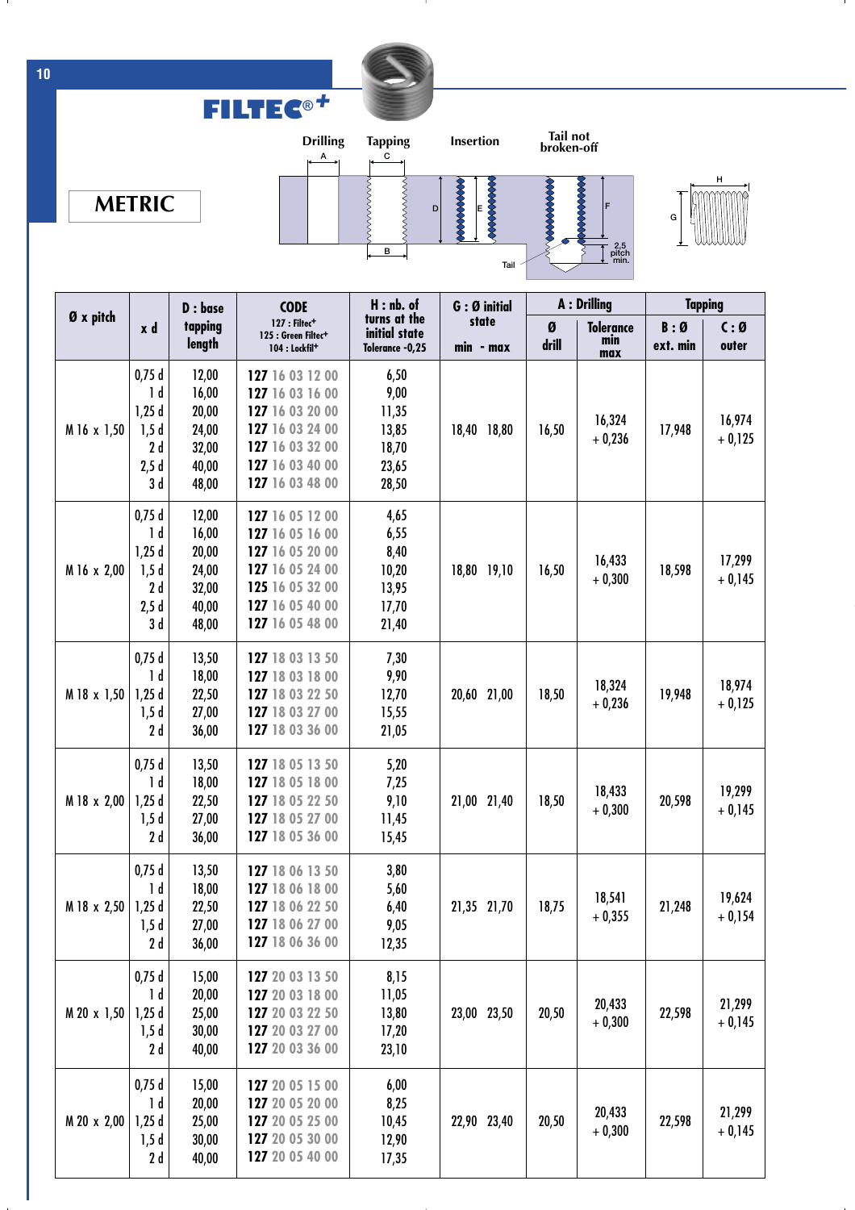# FILTEC®+

## METRIC

Drilling A — Tapping C — Insertion — Tail not broken-off

D, B, E, F, 2,5 pitch min., Tail, G, H

| Ø x pitch | x d | D : base tapping length | CODE 127 : Filtec+ 125 : Green Filtec+ 104 : Lockfil+ | H : nb. of turns at the initial state Tolerance -0,25 | G : Ø initial state min - max | A : Drilling | | Tapping | |
|---|---|---|---|---|---|---|---|---|---|
| | | | | | | Ø drill | Tolerance min max | B : Ø ext. min | C : Ø outer |
| M 16 x 1,50 | 0,75 d<br>1 d<br>1,25 d<br>1,5 d<br>2 d<br>2,5 d<br>3 d | 12,00<br>16,00<br>20,00<br>24,00<br>32,00<br>40,00<br>48,00 | 127 16 03 12 00<br>127 16 03 16 00<br>127 16 03 20 00<br>127 16 03 24 00<br>127 16 03 32 00<br>127 16 03 40 00<br>127 16 03 48 00 | 6,50<br>9,00<br>11,35<br>13,85<br>18,70<br>23,65<br>28,50 | 18,40 18,80 | 16,50 | 16,324<br>+ 0,236 | 17,948 | 16,974<br>+ 0,125 |
| M 16 x 2,00 | 0,75 d<br>1 d<br>1,25 d<br>1,5 d<br>2 d<br>2,5 d<br>3 d | 12,00<br>16,00<br>20,00<br>24,00<br>32,00<br>40,00<br>48,00 | 127 16 05 12 00<br>127 16 05 16 00<br>127 16 05 20 00<br>127 16 05 24 00<br>125 16 05 32 00<br>127 16 05 40 00<br>127 16 05 48 00 | 4,65<br>6,55<br>8,40<br>10,20<br>13,95<br>17,70<br>21,40 | 18,80 19,10 | 16,50 | 16,433<br>+ 0,300 | 18,598 | 17,299<br>+ 0,145 |
| M 18 x 1,50 | 0,75 d<br>1 d<br>1,25 d<br>1,5 d<br>2 d | 13,50<br>18,00<br>22,50<br>27,00<br>36,00 | 127 18 03 13 50<br>127 18 03 18 00<br>127 18 03 22 50<br>127 18 03 27 00<br>127 18 03 36 00 | 7,30<br>9,90<br>12,70<br>15,55<br>21,05 | 20,60 21,00 | 18,50 | 18,324<br>+ 0,236 | 19,948 | 18,974<br>+ 0,125 |
| M 18 x 2,00 | 0,75 d<br>1 d<br>1,25 d<br>1,5 d<br>2 d | 13,50<br>18,00<br>22,50<br>27,00<br>36,00 | 127 18 05 13 50<br>127 18 05 18 00<br>127 18 05 22 50<br>127 18 05 27 00<br>127 18 05 36 00 | 5,20<br>7,25<br>9,10<br>11,45<br>15,45 | 21,00 21,40 | 18,50 | 18,433<br>+ 0,300 | 20,598 | 19,299<br>+ 0,145 |
| M 18 x 2,50 | 0,75 d<br>1 d<br>1,25 d<br>1,5 d<br>2 d | 13,50<br>18,00<br>22,50<br>27,00<br>36,00 | 127 18 06 13 50<br>127 18 06 18 00<br>127 18 06 22 50<br>127 18 06 27 00<br>127 18 06 36 00 | 3,80<br>5,60<br>6,40<br>9,05<br>12,35 | 21,35 21,70 | 18,75 | 18,541<br>+ 0,355 | 21,248 | 19,624<br>+ 0,154 |
| M 20 x 1,50 | 0,75 d<br>1 d<br>1,25 d<br>1,5 d<br>2 d | 15,00<br>20,00<br>25,00<br>30,00<br>40,00 | 127 20 03 13 50<br>127 20 03 18 00<br>127 20 03 22 50<br>127 20 03 27 00<br>127 20 03 36 00 | 8,15<br>11,05<br>13,80<br>17,20<br>23,10 | 23,00 23,50 | 20,50 | 20,433<br>+ 0,300 | 22,598 | 21,299<br>+ 0,145 |
| M 20 x 2,00 | 0,75 d<br>1 d<br>1,25 d<br>1,5 d<br>2 d | 15,00<br>20,00<br>25,00<br>30,00<br>40,00 | 127 20 05 15 00<br>127 20 05 20 00<br>127 20 05 25 00<br>127 20 05 30 00<br>127 20 05 40 00 | 6,00<br>8,25<br>10,45<br>12,90<br>17,35 | 22,90 23,40 | 20,50 | 20,433<br>+ 0,300 | 22,598 | 21,299<br>+ 0,145 |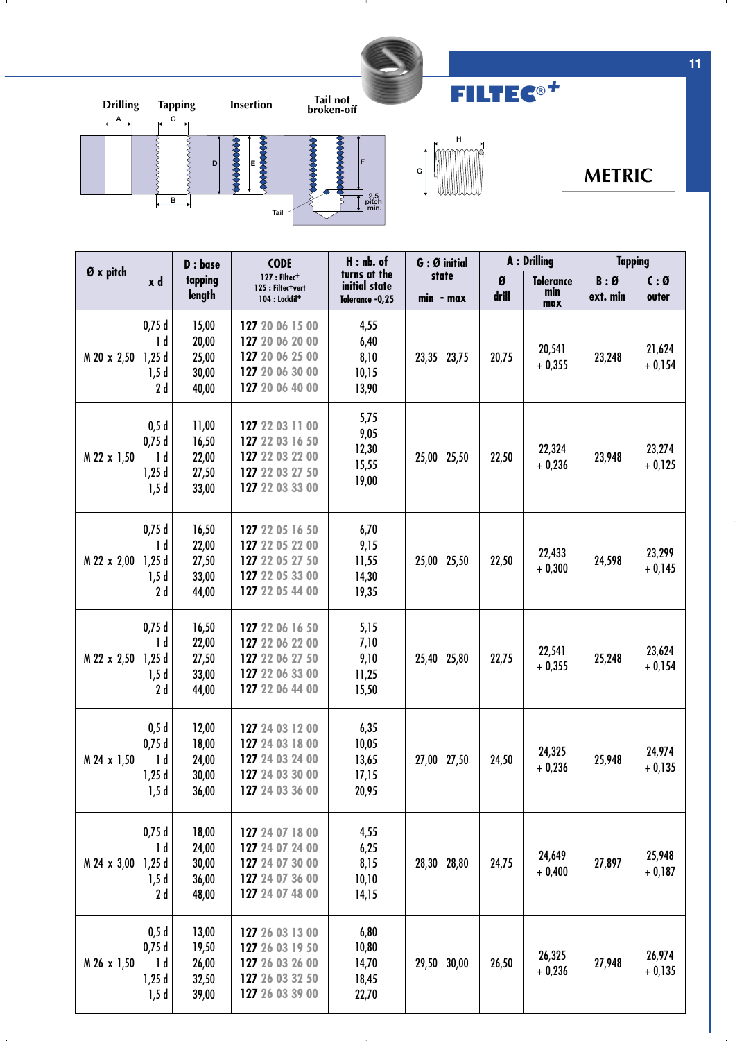**FILTEC®+**

**METRIC**

Drilling — Tapping — Insertion — Tail not broken-off

A, C, B, D, E, F, Tail, 2,5 pitch min., H, G

| Ø x pitch | x d | D : base tapping length | CODE 127 : Filtec+ 125 : Filtec+vert 104 : Lockfil+ | H : nb. of turns at the initial state Tolerance -0,25 | G : Ø initial state min - max | A : Drilling Ø drill | A : Drilling Tolerance min max | Tapping B : Ø ext. min | Tapping C : Ø outer |
|---|---|---|---|---|---|---|---|---|---|
| M 20 x 2,50 | 0,75 d<br>1 d<br>1,25 d<br>1,5 d<br>2 d | 15,00<br>20,00<br>25,00<br>30,00<br>40,00 | 127 20 06 15 00<br>127 20 06 20 00<br>127 20 06 25 00<br>127 20 06 30 00<br>127 20 06 40 00 | 4,55<br>6,40<br>8,10<br>10,15<br>13,90 | 23,35 23,75 | 20,75 | 20,541<br>+ 0,355 | 23,248 | 21,624<br>+ 0,154 |
| M 22 x 1,50 | 0,5 d<br>0,75 d<br>1 d<br>1,25 d<br>1,5 d | 11,00<br>16,50<br>22,00<br>27,50<br>33,00 | 127 22 03 11 00<br>127 22 03 16 50<br>127 22 03 22 00<br>127 22 03 27 50<br>127 22 03 33 00 | 5,75<br>9,05<br>12,30<br>15,55<br>19,00 | 25,00 25,50 | 22,50 | 22,324<br>+ 0,236 | 23,948 | 23,274<br>+ 0,125 |
| M 22 x 2,00 | 0,75 d<br>1 d<br>1,25 d<br>1,5 d<br>2 d | 16,50<br>22,00<br>27,50<br>33,00<br>44,00 | 127 22 05 16 50<br>127 22 05 22 00<br>127 22 05 27 50<br>127 22 05 33 00<br>127 22 05 44 00 | 6,70<br>9,15<br>11,55<br>14,30<br>19,35 | 25,00 25,50 | 22,50 | 22,433<br>+ 0,300 | 24,598 | 23,299<br>+ 0,145 |
| M 22 x 2,50 | 0,75 d<br>1 d<br>1,25 d<br>1,5 d<br>2 d | 16,50<br>22,00<br>27,50<br>33,00<br>44,00 | 127 22 06 16 50<br>127 22 06 22 00<br>127 22 06 27 50<br>127 22 06 33 00<br>127 22 06 44 00 | 5,15<br>7,10<br>9,10<br>11,25<br>15,50 | 25,40 25,80 | 22,75 | 22,541<br>+ 0,355 | 25,248 | 23,624<br>+ 0,154 |
| M 24 x 1,50 | 0,5 d<br>0,75 d<br>1 d<br>1,25 d<br>1,5 d | 12,00<br>18,00<br>24,00<br>30,00<br>36,00 | 127 24 03 12 00<br>127 24 03 18 00<br>127 24 03 24 00<br>127 24 03 30 00<br>127 24 03 36 00 | 6,35<br>10,05<br>13,65<br>17,15<br>20,95 | 27,00 27,50 | 24,50 | 24,325<br>+ 0,236 | 25,948 | 24,974<br>+ 0,135 |
| M 24 x 3,00 | 0,75 d<br>1 d<br>1,25 d<br>1,5 d<br>2 d | 18,00<br>24,00<br>30,00<br>36,00<br>48,00 | 127 24 07 18 00<br>127 24 07 24 00<br>127 24 07 30 00<br>127 24 07 36 00<br>127 24 07 48 00 | 4,55<br>6,25<br>8,15<br>10,10<br>14,15 | 28,30 28,80 | 24,75 | 24,649<br>+ 0,400 | 27,897 | 25,948<br>+ 0,187 |
| M 26 x 1,50 | 0,5 d<br>0,75 d<br>1 d<br>1,25 d<br>1,5 d | 13,00<br>19,50<br>26,00<br>32,50<br>39,00 | 127 26 03 13 00<br>127 26 03 19 50<br>127 26 03 26 00<br>127 26 03 32 50<br>127 26 03 39 00 | 6,80<br>10,80<br>14,70<br>18,45<br>22,70 | 29,50 30,00 | 26,50 | 26,325<br>+ 0,236 | 27,948 | 26,974<br>+ 0,135 |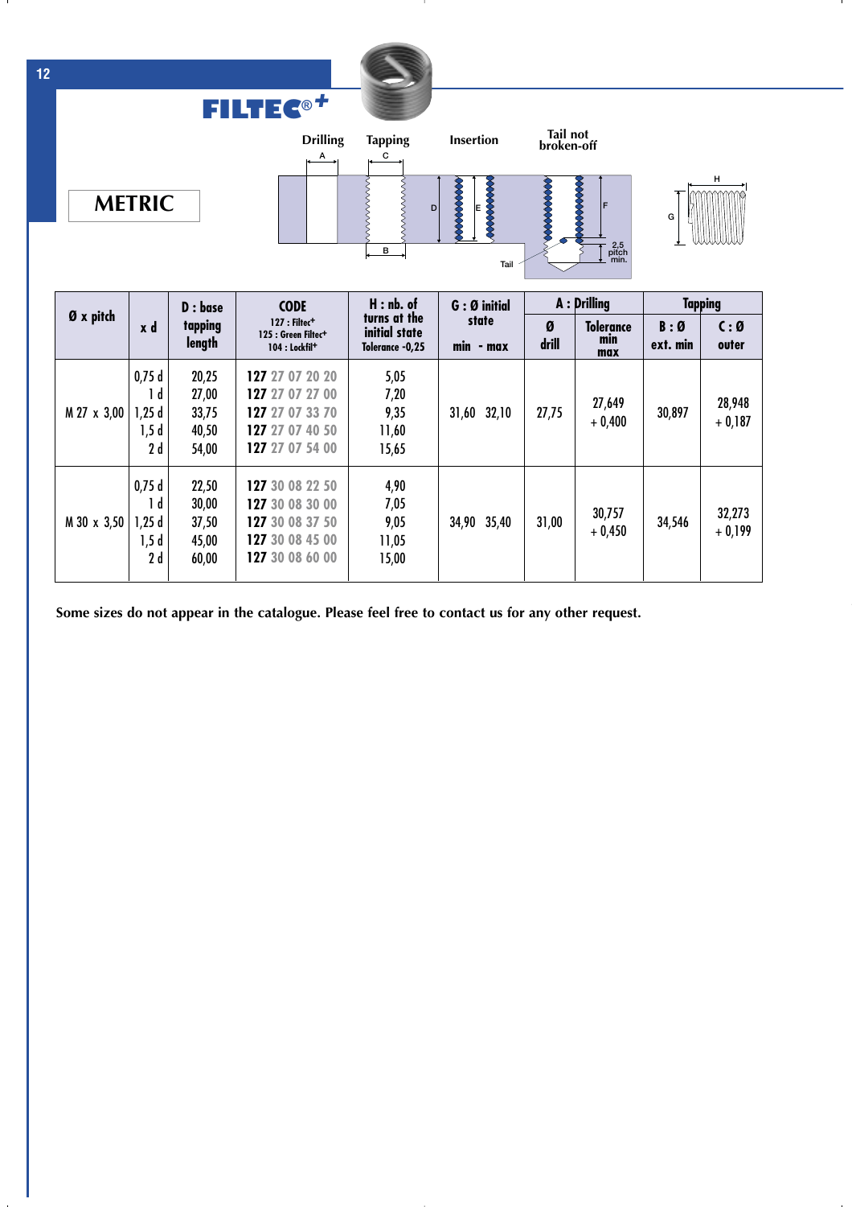# FILTEC®+

## METRIC

Drilling Tapping Insertion Tail not broken-off

A C D B E F 2,5 pitch min. Tail G H

| Ø x pitch | x d | D : base tapping length | CODE 127 : Filtec+ 125 : Green Filtec+ 104 : Lockfil+ | H : nb. of turns at the initial state Tolerance -0,25 | G : Ø initial state min - max | A : Drilling | | Tapping | |
|---|---|---|---|---|---|---|---|---|---|
| | | | | | | Ø drill | Tolerance min max | B : Ø ext. min | C : Ø outer |
| M 27 x 3,00 | 0,75 d<br>1 d<br>1,25 d<br>1,5 d<br>2 d | 20,25<br>27,00<br>33,75<br>40,50<br>54,00 | 127 27 07 20 20<br>127 27 07 27 00<br>127 27 07 33 70<br>127 27 07 40 50<br>127 27 07 54 00 | 5,05<br>7,20<br>9,35<br>11,60<br>15,65 | 31,60 32,10 | 27,75 | 27,649<br>+ 0,400 | 30,897 | 28,948<br>+ 0,187 |
| M 30 x 3,50 | 0,75 d<br>1 d<br>1,25 d<br>1,5 d<br>2 d | 22,50<br>30,00<br>37,50<br>45,00<br>60,00 | 127 30 08 22 50<br>127 30 08 30 00<br>127 30 08 37 50<br>127 30 08 45 00<br>127 30 08 60 00 | 4,90<br>7,05<br>9,05<br>11,05<br>15,00 | 34,90 35,40 | 31,00 | 30,757<br>+ 0,450 | 34,546 | 32,273<br>+ 0,199 |

**Some sizes do not appear in the catalogue. Please feel free to contact us for any other request.**